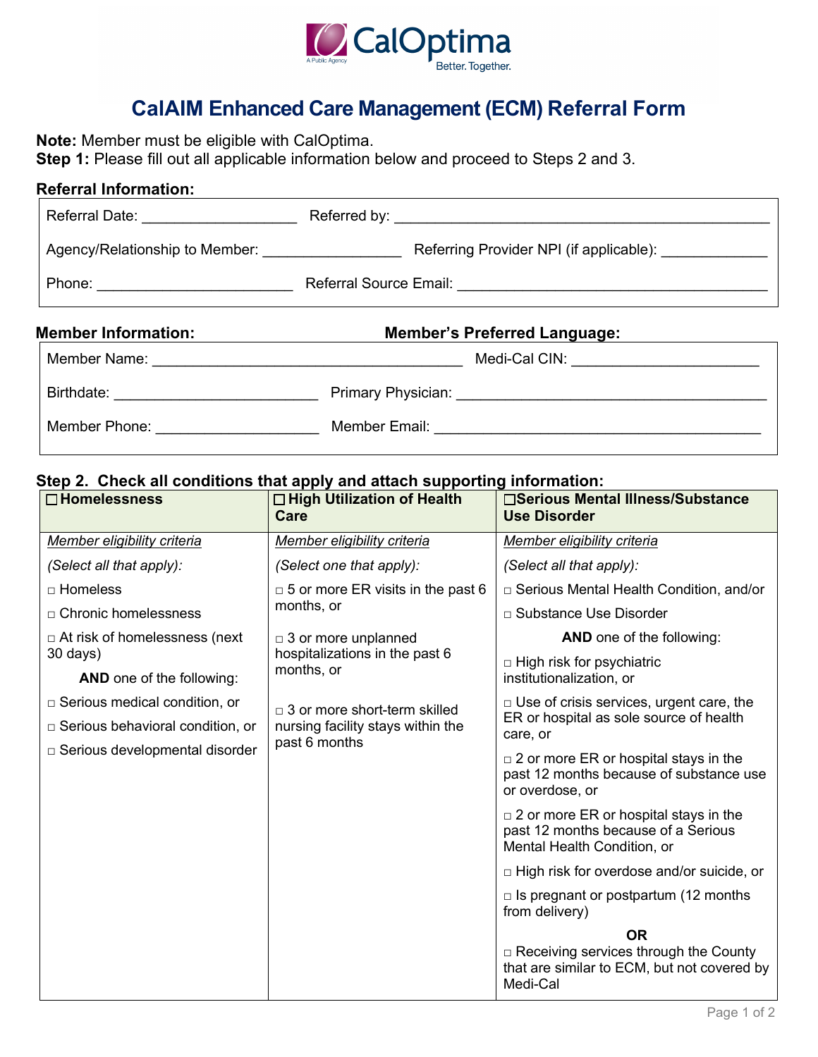CalOptima

A Public Agency

Better. Together.

# CalAIM Enhanced Care Management (ECM) Referral Form

**Note:** Member must be eligible with CalOptima.
**Step 1:** Please fill out all applicable information below and proceed to Steps 2 and 3.

**Referral Information:**

Referral Date: ___________________ Referred by: ______________________________________________

Agency/Relationship to Member: ________________ Referring Provider NPI (if applicable): ____________

Phone: ________________________ Referral Source Email: ______________________________________

**Member Information:** **Member's Preferred Language:**

Member Name: ______________________________________ Medi-Cal CIN: ______________________

Birthdate: _________________________ Primary Physician: ______________________________________

Member Phone: ____________________ Member Email: _________________________________________

**Step 2. Check all conditions that apply and attach supporting information:**

| ☐ **Homelessness** | ☐ **High Utilization of Health Care** | ☐ **Serious Mental Illness/Substance Use Disorder** |
|---|---|---|
| *Member eligibility criteria* | *Member eligibility criteria* | *Member eligibility criteria* |
| *(Select all that apply):* | *(Select one that apply):* | *(Select all that apply):* |
| □ Homeless<br>□ Chronic homelessness<br>□ At risk of homelessness (next 30 days)<br>**AND** one of the following:<br>□ Serious medical condition, or<br>□ Serious behavioral condition, or<br>□ Serious developmental disorder | □ 5 or more ER visits in the past 6 months, or<br>□ 3 or more unplanned hospitalizations in the past 6 months, or<br>□ 3 or more short-term skilled nursing facility stays within the past 6 months | □ Serious Mental Health Condition, and/or<br>□ Substance Use Disorder<br>**AND** one of the following:<br>□ High risk for psychiatric institutionalization, or<br>□ Use of crisis services, urgent care, the ER or hospital as sole source of health care, or<br>□ 2 or more ER or hospital stays in the past 12 months because of substance use or overdose, or<br>□ 2 or more ER or hospital stays in the past 12 months because of a Serious Mental Health Condition, or<br>□ High risk for overdose and/or suicide, or<br>□ Is pregnant or postpartum (12 months from delivery)<br>**OR**<br>□ Receiving services through the County that are similar to ECM, but not covered by Medi-Cal |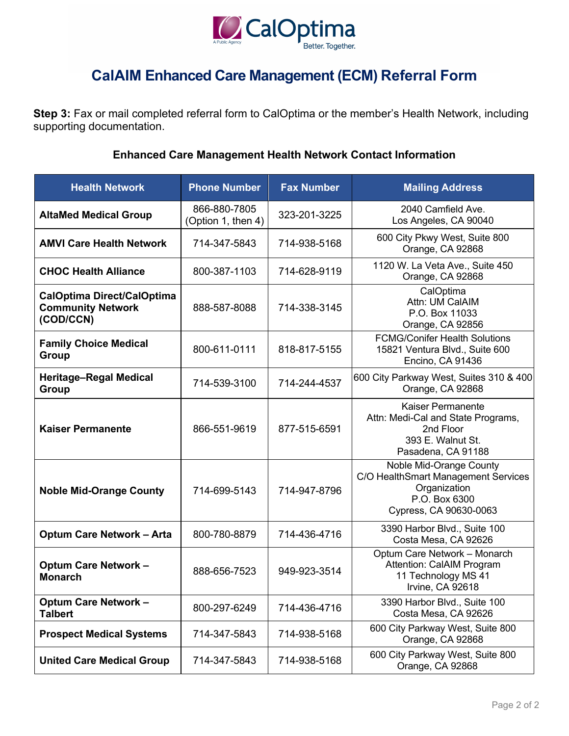# CalAIM Enhanced Care Management (ECM) Referral Form

**Step 3:** Fax or mail completed referral form to CalOptima or the member's Health Network, including supporting documentation.

### Enhanced Care Management Health Network Contact Information

| Health Network | Phone Number | Fax Number | Mailing Address |
|---|---|---|---|
| **AltaMed Medical Group** | 866-880-7805 (Option 1, then 4) | 323-201-3225 | 2040 Camfield Ave.<br>Los Angeles, CA 90040 |
| **AMVI Care Health Network** | 714-347-5843 | 714-938-5168 | 600 City Pkwy West, Suite 800<br>Orange, CA 92868 |
| **CHOC Health Alliance** | 800-387-1103 | 714-628-9119 | 1120 W. La Veta Ave., Suite 450<br>Orange, CA 92868 |
| **CalOptima Direct/CalOptima Community Network (COD/CCN)** | 888-587-8088 | 714-338-3145 | CalOptima<br>Attn: UM CalAIM<br>P.O. Box 11033<br>Orange, CA 92856 |
| **Family Choice Medical Group** | 800-611-0111 | 818-817-5155 | FCMG/Conifer Health Solutions<br>15821 Ventura Blvd., Suite 600<br>Encino, CA 91436 |
| **Heritage–Regal Medical Group** | 714-539-3100 | 714-244-4537 | 600 City Parkway West, Suites 310 & 400<br>Orange, CA 92868 |
| **Kaiser Permanente** | 866-551-9619 | 877-515-6591 | Kaiser Permanente<br>Attn: Medi-Cal and State Programs, 2nd Floor<br>393 E. Walnut St.<br>Pasadena, CA 91188 |
| **Noble Mid-Orange County** | 714-699-5143 | 714-947-8796 | Noble Mid-Orange County<br>C/O HealthSmart Management Services Organization<br>P.O. Box 6300<br>Cypress, CA 90630-0063 |
| **Optum Care Network – Arta** | 800-780-8879 | 714-436-4716 | 3390 Harbor Blvd., Suite 100<br>Costa Mesa, CA 92626 |
| **Optum Care Network – Monarch** | 888-656-7523 | 949-923-3514 | Optum Care Network – Monarch<br>Attention: CalAIM Program<br>11 Technology MS 41<br>Irvine, CA 92618 |
| **Optum Care Network – Talbert** | 800-297-6249 | 714-436-4716 | 3390 Harbor Blvd., Suite 100<br>Costa Mesa, CA 92626 |
| **Prospect Medical Systems** | 714-347-5843 | 714-938-5168 | 600 City Parkway West, Suite 800<br>Orange, CA 92868 |
| **United Care Medical Group** | 714-347-5843 | 714-938-5168 | 600 City Parkway West, Suite 800<br>Orange, CA 92868 |